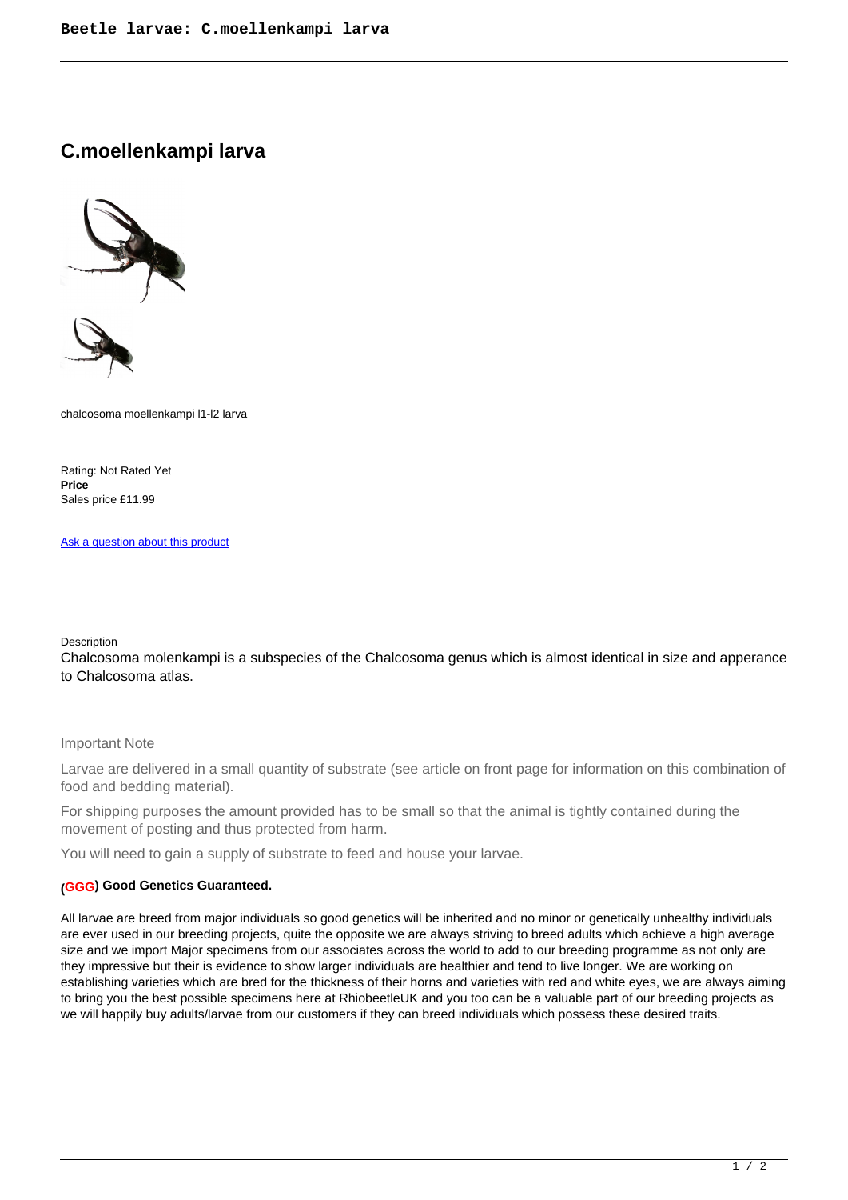# C.moellenkampi larva

chalcosoma moellenkampi l1-l2 larva

Rating: Not Rated Yet
**Price**
Sales price £11.99

Ask a question about this product

Description

Chalcosoma molenkampi is a subspecies of the Chalcosoma genus which is almost identical in size and apperance to Chalcosoma atlas.

Important Note

Larvae are delivered in a small quantity of substrate (see article on front page for information on this combination of food and bedding material).

For shipping purposes the amount provided has to be small so that the animal is tightly contained during the movement of posting and thus protected from harm.

You will need to gain a supply of substrate to feed and house your larvae.

**(GGG) Good Genetics Guaranteed.**

All larvae are breed from major individuals so good genetics will be inherited and no minor or genetically unhealthy individuals are ever used in our breeding projects, quite the opposite we are always striving to breed adults which achieve a high average size and we import Major specimens from our associates across the world to add to our breeding programme as not only are they impressive but their is evidence to show larger individuals are healthier and tend to live longer. We are working on establishing varieties which are bred for the thickness of their horns and varieties with red and white eyes, we are always aiming to bring you the best possible specimens here at RhiobeetleUK and you too can be a valuable part of our breeding projects as we will happily buy adults/larvae from our customers if they can breed individuals which possess these desired traits.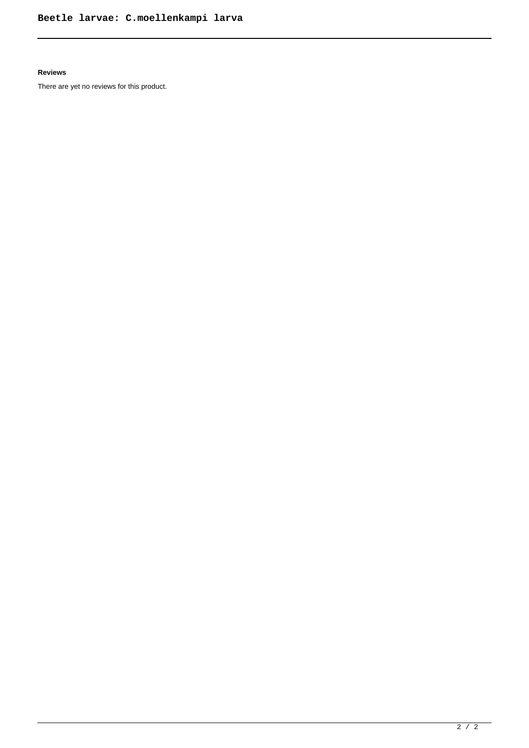**Reviews**

There are yet no reviews for this product.